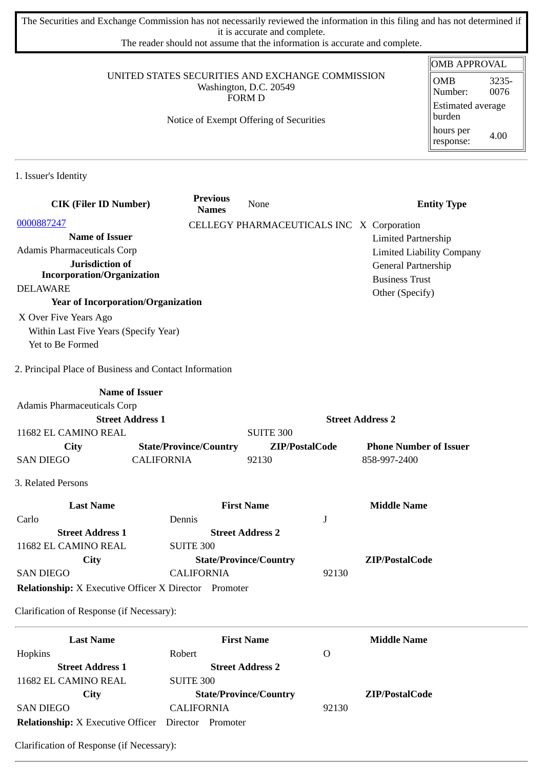The Securities and Exchange Commission has not necessarily reviewed the information in this filing and has not determined if it is accurate and complete.
The reader should not assume that the information is accurate and complete.

| OMB APPROVAL | |
|---|---|
| OMB Number: | 3235-0076 |
| Estimated average burden | |
| hours per response: | 4.00 |

UNITED STATES SECURITIES AND EXCHANGE COMMISSION
Washington, D.C. 20549
FORM D

Notice of Exempt Offering of Securities

## 1. Issuer's Identity

| CIK (Filer ID Number) | Previous Names | None | Entity Type |
|---|---|---|---|
| 0000887247 | CELLEGY PHARMACEUTICALS INC | | X Corporation |

**Name of Issuer**
Adamis Pharmaceuticals Corp

**Jurisdiction of Incorporation/Organization**
DELAWARE

**Year of Incorporation/Organization**
X Over Five Years Ago
Within Last Five Years (Specify Year)
Yet to Be Formed

**Entity Type**
X Corporation
Limited Partnership
Limited Liability Company
General Partnership
Business Trust
Other (Specify)

## 2. Principal Place of Business and Contact Information

**Name of Issuer**
Adamis Pharmaceuticals Corp

| Street Address 1 | | Street Address 2 | |
|---|---|---|---|
| 11682 EL CAMINO REAL | | SUITE 300 | |
| **City** | **State/Province/Country** | **ZIP/PostalCode** | **Phone Number of Issuer** |
| SAN DIEGO | CALIFORNIA | 92130 | 858-997-2400 |

## 3. Related Persons

| Last Name | First Name | Middle Name |
|---|---|---|
| Carlo | Dennis | J |
| **Street Address 1** | **Street Address 2** | |
| 11682 EL CAMINO REAL | SUITE 300 | |
| **City** | **State/Province/Country** | **ZIP/PostalCode** |
| SAN DIEGO | CALIFORNIA | 92130 |

**Relationship:** X Executive Officer X Director Promoter

Clarification of Response (if Necessary):

---

| Last Name | First Name | Middle Name |
|---|---|---|
| Hopkins | Robert | O |
| **Street Address 1** | **Street Address 2** | |
| 11682 EL CAMINO REAL | SUITE 300 | |
| **City** | **State/Province/Country** | **ZIP/PostalCode** |
| SAN DIEGO | CALIFORNIA | 92130 |

**Relationship:** X Executive Officer Director Promoter

Clarification of Response (if Necessary):

---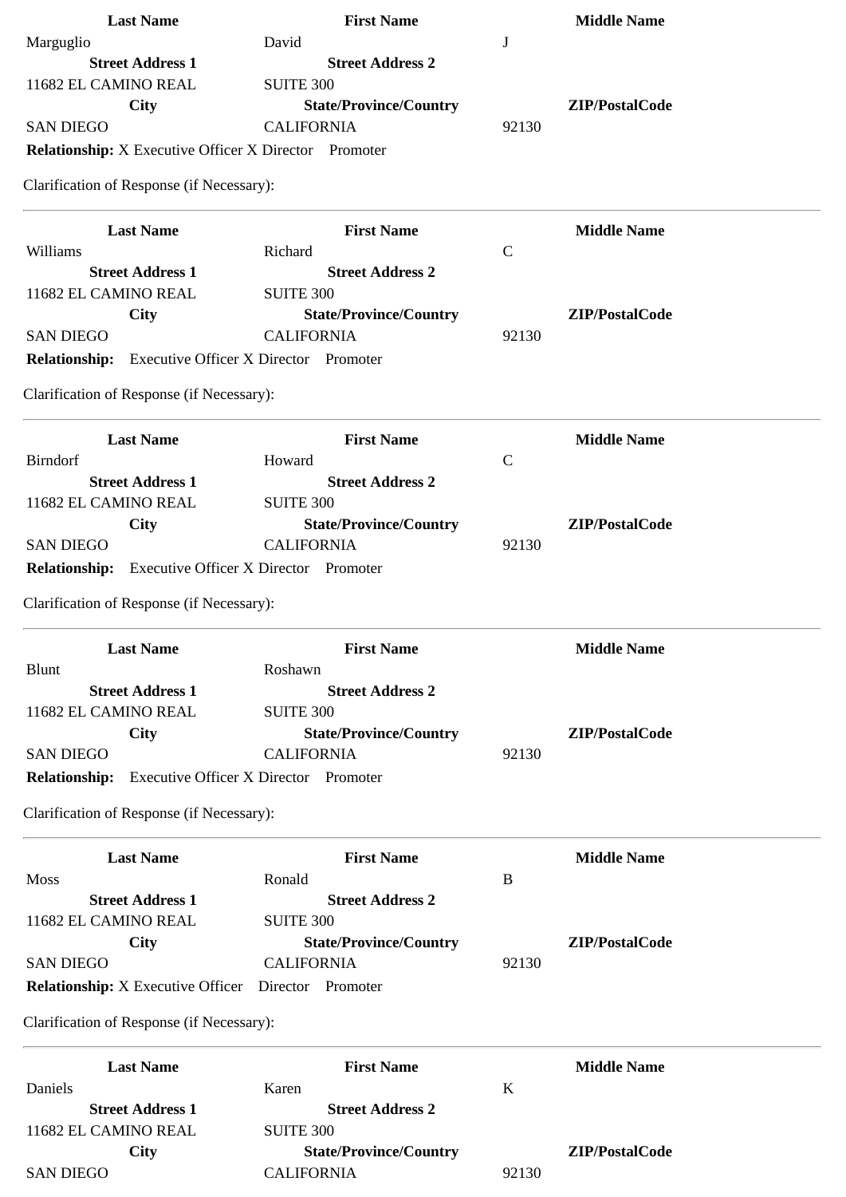| Last Name | First Name | Middle Name |
| --- | --- | --- |
| Marguglio | David | J |
| **Street Address 1** | **Street Address 2** | |
| 11682 EL CAMINO REAL | SUITE 300 | |
| **City** | **State/Province/Country** | **ZIP/PostalCode** |
| SAN DIEGO | CALIFORNIA | 92130 |

**Relationship:** X Executive Officer X Director Promoter

Clarification of Response (if Necessary):

---

| Last Name | First Name | Middle Name |
| --- | --- | --- |
| Williams | Richard | C |
| **Street Address 1** | **Street Address 2** | |
| 11682 EL CAMINO REAL | SUITE 300 | |
| **City** | **State/Province/Country** | **ZIP/PostalCode** |
| SAN DIEGO | CALIFORNIA | 92130 |

**Relationship:** Executive Officer X Director Promoter

Clarification of Response (if Necessary):

---

| Last Name | First Name | Middle Name |
| --- | --- | --- |
| Birndorf | Howard | C |
| **Street Address 1** | **Street Address 2** | |
| 11682 EL CAMINO REAL | SUITE 300 | |
| **City** | **State/Province/Country** | **ZIP/PostalCode** |
| SAN DIEGO | CALIFORNIA | 92130 |

**Relationship:** Executive Officer X Director Promoter

Clarification of Response (if Necessary):

---

| Last Name | First Name | Middle Name |
| --- | --- | --- |
| Blunt | Roshawn | |
| **Street Address 1** | **Street Address 2** | |
| 11682 EL CAMINO REAL | SUITE 300 | |
| **City** | **State/Province/Country** | **ZIP/PostalCode** |
| SAN DIEGO | CALIFORNIA | 92130 |

**Relationship:** Executive Officer X Director Promoter

Clarification of Response (if Necessary):

---

| Last Name | First Name | Middle Name |
| --- | --- | --- |
| Moss | Ronald | B |
| **Street Address 1** | **Street Address 2** | |
| 11682 EL CAMINO REAL | SUITE 300 | |
| **City** | **State/Province/Country** | **ZIP/PostalCode** |
| SAN DIEGO | CALIFORNIA | 92130 |

**Relationship:** X Executive Officer Director Promoter

Clarification of Response (if Necessary):

---

| Last Name | First Name | Middle Name |
| --- | --- | --- |
| Daniels | Karen | K |
| **Street Address 1** | **Street Address 2** | |
| 11682 EL CAMINO REAL | SUITE 300 | |
| **City** | **State/Province/Country** | **ZIP/PostalCode** |
| SAN DIEGO | CALIFORNIA | 92130 |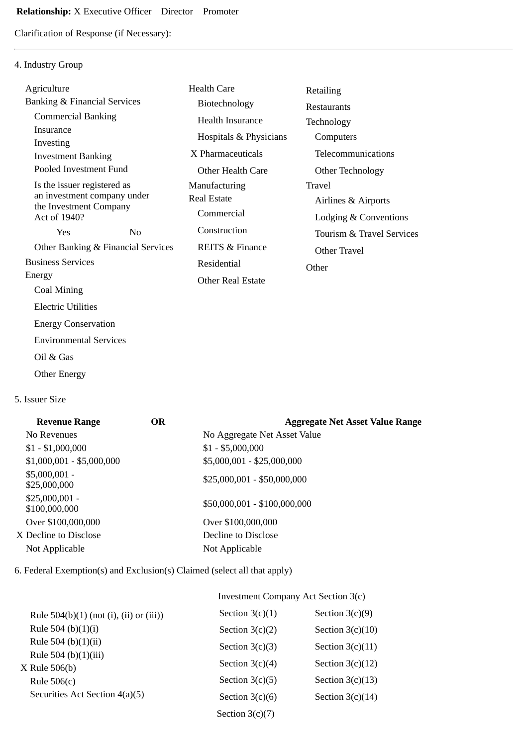**Relationship:** X Executive Officer Director Promoter

Clarification of Response (if Necessary):

---

4. Industry Group

Agriculture
Banking & Financial Services
- Commercial Banking
- Insurance
- Investing
- Investment Banking
- Pooled Investment Fund
- Is the issuer registered as an investment company under the Investment Company Act of 1940?
  - Yes
  - No
- Other Banking & Financial Services

Business Services
Energy
- Coal Mining
- Electric Utilities
- Energy Conservation
- Environmental Services
- Oil & Gas
- Other Energy

Health Care
- Biotechnology
- Health Insurance
- Hospitals & Physicians
- X Pharmaceuticals
- Other Health Care

Manufacturing
Real Estate
- Commercial
- Construction
- REITS & Finance
- Residential
- Other Real Estate

Retailing
Restaurants
Technology
- Computers
- Telecommunications
- Other Technology

Travel
- Airlines & Airports
- Lodging & Conventions
- Tourism & Travel Services
- Other Travel

Other

5. Issuer Size

| Revenue Range | OR | Aggregate Net Asset Value Range |
|---|---|---|
| No Revenues | | No Aggregate Net Asset Value |
| $1 - $1,000,000 | | $1 - $5,000,000 |
| $1,000,001 - $5,000,000 | | $5,000,001 - $25,000,000 |
| $5,000,001 - $25,000,000 | | $25,000,001 - $50,000,000 |
| $25,000,001 - $100,000,000 | | $50,000,001 - $100,000,000 |
| Over $100,000,000 | | Over $100,000,000 |
| X Decline to Disclose | | Decline to Disclose |
| Not Applicable | | Not Applicable |

6. Federal Exemption(s) and Exclusion(s) Claimed (select all that apply)

- Rule 504(b)(1) (not (i), (ii) or (iii))
- Rule 504 (b)(1)(i)
- Rule 504 (b)(1)(ii)
- Rule 504 (b)(1)(iii)
- X Rule 506(b)
- Rule 506(c)
- Securities Act Section 4(a)(5)

Investment Company Act Section 3(c)

| | |
|---|---|
| Section 3(c)(1) | Section 3(c)(9) |
| Section 3(c)(2) | Section 3(c)(10) |
| Section 3(c)(3) | Section 3(c)(11) |
| Section 3(c)(4) | Section 3(c)(12) |
| Section 3(c)(5) | Section 3(c)(13) |
| Section 3(c)(6) | Section 3(c)(14) |
| Section 3(c)(7) | |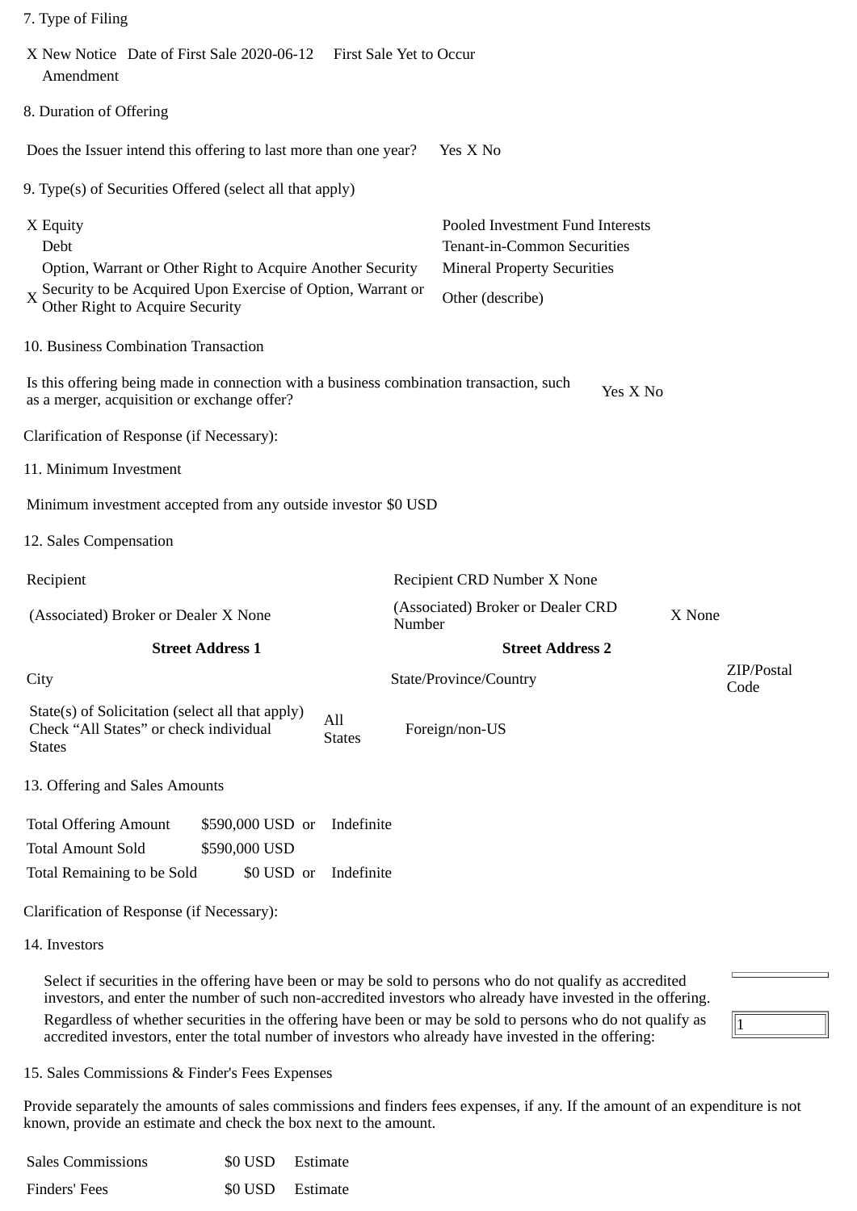7. Type of Filing

X New Notice Date of First Sale 2020-06-12 First Sale Yet to Occur
Amendment

8. Duration of Offering

Does the Issuer intend this offering to last more than one year? Yes X No

9. Type(s) of Securities Offered (select all that apply)

| | |
|---|---|
| X Equity | Pooled Investment Fund Interests |
| Debt | Tenant-in-Common Securities |
| Option, Warrant or Other Right to Acquire Another Security | Mineral Property Securities |
| X Security to be Acquired Upon Exercise of Option, Warrant or Other Right to Acquire Security | Other (describe) |

10. Business Combination Transaction

Is this offering being made in connection with a business combination transaction, such as a merger, acquisition or exchange offer? Yes X No

Clarification of Response (if Necessary):

11. Minimum Investment

Minimum investment accepted from any outside investor $0 USD

12. Sales Compensation

| | | | |
|---|---|---|---|
| Recipient | | Recipient CRD Number X None | |
| (Associated) Broker or Dealer X None | | (Associated) Broker or Dealer CRD Number | X None |
| **Street Address 1** | | **Street Address 2** | |
| City | | State/Province/Country | ZIP/Postal Code |
| State(s) of Solicitation (select all that apply) Check "All States" or check individual States | All States | Foreign/non-US | |

13. Offering and Sales Amounts

| | | | |
|---|---|---|---|
| Total Offering Amount | $590,000 USD | or | Indefinite |
| Total Amount Sold | $590,000 USD | | |
| Total Remaining to be Sold | $0 USD | or | Indefinite |

Clarification of Response (if Necessary):

14. Investors

Select if securities in the offering have been or may be sold to persons who do not qualify as accredited investors, and enter the number of such non-accredited investors who already have invested in the offering.

Regardless of whether securities in the offering have been or may be sold to persons who do not qualify as accredited investors, enter the total number of investors who already have invested in the offering: 1

15. Sales Commissions & Finder's Fees Expenses

Provide separately the amounts of sales commissions and finders fees expenses, if any. If the amount of an expenditure is not known, provide an estimate and check the box next to the amount.

| | | |
|---|---|---|
| Sales Commissions | $0 USD | Estimate |
| Finders' Fees | $0 USD | Estimate |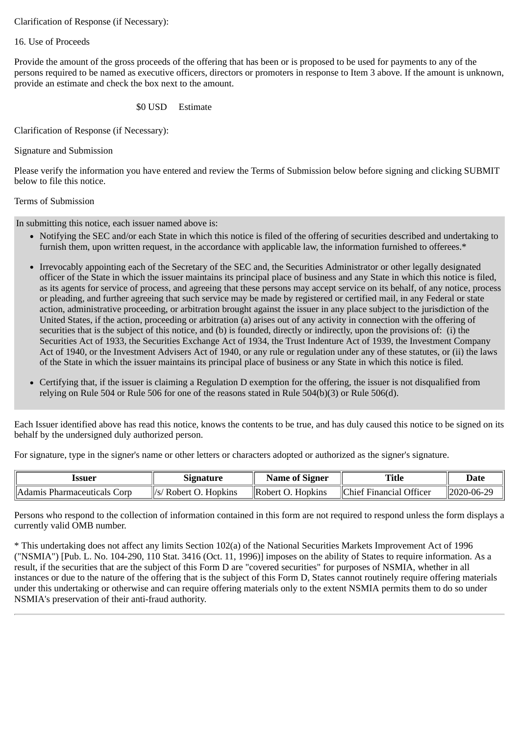Clarification of Response (if Necessary):

16. Use of Proceeds

Provide the amount of the gross proceeds of the offering that has been or is proposed to be used for payments to any of the persons required to be named as executive officers, directors or promoters in response to Item 3 above. If the amount is unknown, provide an estimate and check the box next to the amount.

$0 USD Estimate

Clarification of Response (if Necessary):

Signature and Submission

Please verify the information you have entered and review the Terms of Submission below before signing and clicking SUBMIT below to file this notice.

Terms of Submission

In submitting this notice, each issuer named above is:

- Notifying the SEC and/or each State in which this notice is filed of the offering of securities described and undertaking to furnish them, upon written request, in the accordance with applicable law, the information furnished to offerees.*
- Irrevocably appointing each of the Secretary of the SEC and, the Securities Administrator or other legally designated officer of the State in which the issuer maintains its principal place of business and any State in which this notice is filed, as its agents for service of process, and agreeing that these persons may accept service on its behalf, of any notice, process or pleading, and further agreeing that such service may be made by registered or certified mail, in any Federal or state action, administrative proceeding, or arbitration brought against the issuer in any place subject to the jurisdiction of the United States, if the action, proceeding or arbitration (a) arises out of any activity in connection with the offering of securities that is the subject of this notice, and (b) is founded, directly or indirectly, upon the provisions of: (i) the Securities Act of 1933, the Securities Exchange Act of 1934, the Trust Indenture Act of 1939, the Investment Company Act of 1940, or the Investment Advisers Act of 1940, or any rule or regulation under any of these statutes, or (ii) the laws of the State in which the issuer maintains its principal place of business or any State in which this notice is filed.
- Certifying that, if the issuer is claiming a Regulation D exemption for the offering, the issuer is not disqualified from relying on Rule 504 or Rule 506 for one of the reasons stated in Rule 504(b)(3) or Rule 506(d).

Each Issuer identified above has read this notice, knows the contents to be true, and has duly caused this notice to be signed on its behalf by the undersigned duly authorized person.

For signature, type in the signer's name or other letters or characters adopted or authorized as the signer's signature.

| Issuer | Signature | Name of Signer | Title | Date |
|---|---|---|---|---|
| Adamis Pharmaceuticals Corp | /s/ Robert O. Hopkins | Robert O. Hopkins | Chief Financial Officer | 2020-06-29 |

Persons who respond to the collection of information contained in this form are not required to respond unless the form displays a currently valid OMB number.

* This undertaking does not affect any limits Section 102(a) of the National Securities Markets Improvement Act of 1996 ("NSMIA") [Pub. L. No. 104-290, 110 Stat. 3416 (Oct. 11, 1996)] imposes on the ability of States to require information. As a result, if the securities that are the subject of this Form D are "covered securities" for purposes of NSMIA, whether in all instances or due to the nature of the offering that is the subject of this Form D, States cannot routinely require offering materials under this undertaking or otherwise and can require offering materials only to the extent NSMIA permits them to do so under NSMIA's preservation of their anti-fraud authority.